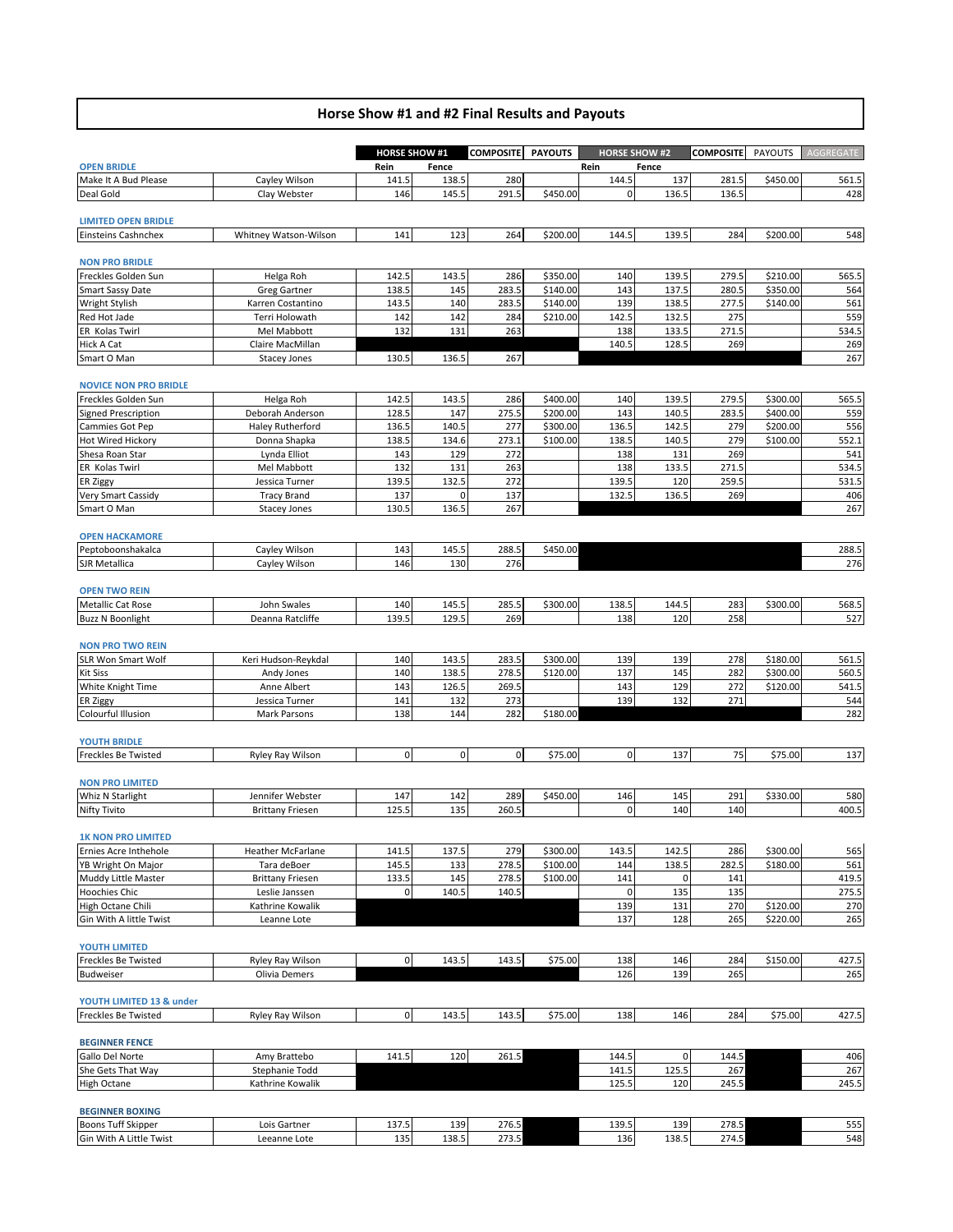# Horse Show #1 and #2 Final Results and Payouts

| | | HORSE SHOW #1 | | COMPOSITE | PAYOUTS | HORSE SHOW #2 | | COMPOSITE | PAYOUTS | AGGREGATE |
|---|---|---|---|---|---|---|---|---|---|---|
| | | Rein | Fence | | | Rein | Fence | | | |
| **OPEN BRIDLE** | | | | | | | | | | |
| Make It A Bud Please | Cayley Wilson | 141.5 | 138.5 | 280 | | 144.5 | 137 | 281.5 | $450.00 | 561.5 |
| Deal Gold | Clay Webster | 146 | 145.5 | 291.5 | $450.00 | 0 | 136.5 | 136.5 | | 428 |
| **LIMITED OPEN BRIDLE** | | | | | | | | | | |
| Einsteins Cashnchex | Whitney Watson-Wilson | 141 | 123 | 264 | $200.00 | 144.5 | 139.5 | 284 | $200.00 | 548 |
| **NON PRO BRIDLE** | | | | | | | | | | |
| Freckles Golden Sun | Helga Roh | 142.5 | 143.5 | 286 | $350.00 | 140 | 139.5 | 279.5 | $210.00 | 565.5 |
| Smart Sassy Date | Greg Gartner | 138.5 | 145 | 283.5 | $140.00 | 143 | 137.5 | 280.5 | $350.00 | 564 |
| Wright Stylish | Karren Costantino | 143.5 | 140 | 283.5 | $140.00 | 139 | 138.5 | 277.5 | $140.00 | 561 |
| Red Hot Jade | Terri Holowath | 142 | 142 | 284 | $210.00 | 142.5 | 132.5 | 275 | | 559 |
| ER Kolas Twirl | Mel Mabbott | 132 | 131 | 263 | | 138 | 133.5 | 271.5 | | 534.5 |
| Hick A Cat | Claire MacMillan | | | | | 140.5 | 128.5 | 269 | | 269 |
| Smart O Man | Stacey Jones | 130.5 | 136.5 | 267 | | | | | | 267 |
| **NOVICE NON PRO BRIDLE** | | | | | | | | | | |
| Freckles Golden Sun | Helga Roh | 142.5 | 143.5 | 286 | $400.00 | 140 | 139.5 | 279.5 | $300.00 | 565.5 |
| Signed Prescription | Deborah Anderson | 128.5 | 147 | 275.5 | $200.00 | 143 | 140.5 | 283.5 | $400.00 | 559 |
| Cammies Got Pep | Haley Rutherford | 136.5 | 140.5 | 277 | $300.00 | 136.5 | 142.5 | 279 | $200.00 | 556 |
| Hot Wired Hickory | Donna Shapka | 138.5 | 134.6 | 273.1 | $100.00 | 138.5 | 140.5 | 279 | $100.00 | 552.1 |
| Shesa Roan Star | Lynda Elliot | 143 | 129 | 272 | | 138 | 131 | 269 | | 541 |
| ER Kolas Twirl | Mel Mabbott | 132 | 131 | 263 | | 138 | 133.5 | 271.5 | | 534.5 |
| ER Ziggy | Jessica Turner | 139.5 | 132.5 | 272 | | 139.5 | 120 | 259.5 | | 531.5 |
| Very Smart Cassidy | Tracy Brand | 137 | 0 | 137 | | 132.5 | 136.5 | 269 | | 406 |
| Smart O Man | Stacey Jones | 130.5 | 136.5 | 267 | | | | | | 267 |
| **OPEN HACKAMORE** | | | | | | | | | | |
| Peptoboonshakalca | Cayley Wilson | 143 | 145.5 | 288.5 | $450.00 | | | | | 288.5 |
| SJR Metallica | Cayley Wilson | 146 | 130 | 276 | | | | | | 276 |
| **OPEN TWO REIN** | | | | | | | | | | |
| Metallic Cat Rose | John Swales | 140 | 145.5 | 285.5 | $300.00 | 138.5 | 144.5 | 283 | $300.00 | 568.5 |
| Buzz N Boonlight | Deanna Ratcliffe | 139.5 | 129.5 | 269 | | 138 | 120 | 258 | | 527 |
| **NON PRO TWO REIN** | | | | | | | | | | |
| SLR Won Smart Wolf | Keri Hudson-Reykdal | 140 | 143.5 | 283.5 | $300.00 | 139 | 139 | 278 | $180.00 | 561.5 |
| Kit Siss | Andy Jones | 140 | 138.5 | 278.5 | $120.00 | 137 | 145 | 282 | $300.00 | 560.5 |
| White Knight Time | Anne Albert | 143 | 126.5 | 269.5 | | 143 | 129 | 272 | $120.00 | 541.5 |
| ER Ziggy | Jessica Turner | 141 | 132 | 273 | | 139 | 132 | 271 | | 544 |
| Colourful Illusion | Mark Parsons | 138 | 144 | 282 | $180.00 | | | | | 282 |
| **YOUTH BRIDLE** | | | | | | | | | | |
| Freckles Be Twisted | Ryley Ray Wilson | 0 | 0 | 0 | $75.00 | 0 | 137 | 75 | $75.00 | 137 |
| **NON PRO LIMITED** | | | | | | | | | | |
| Whiz N Starlight | Jennifer Webster | 147 | 142 | 289 | $450.00 | 146 | 145 | 291 | $330.00 | 580 |
| Nifty Tivito | Brittany Friesen | 125.5 | 135 | 260.5 | | 0 | 140 | 140 | | 400.5 |
| **1K NON PRO LIMITED** | | | | | | | | | | |
| Ernies Acre Inthehole | Heather McFarlane | 141.5 | 137.5 | 279 | $300.00 | 143.5 | 142.5 | 286 | $300.00 | 565 |
| YB Wright On Major | Tara deBoer | 145.5 | 133 | 278.5 | $100.00 | 144 | 138.5 | 282.5 | $180.00 | 561 |
| Muddy Little Master | Brittany Friesen | 133.5 | 145 | 278.5 | $100.00 | 141 | 0 | 141 | | 419.5 |
| Hoochies Chic | Leslie Janssen | 0 | 140.5 | 140.5 | | 0 | 135 | 135 | | 275.5 |
| High Octane Chili | Kathrine Kowalik | | | | | 139 | 131 | 270 | $120.00 | 270 |
| Gin With A little Twist | Leanne Lote | | | | | 137 | 128 | 265 | $220.00 | 265 |
| **YOUTH LIMITED** | | | | | | | | | | |
| Freckles Be Twisted | Ryley Ray Wilson | 0 | 143.5 | 143.5 | $75.00 | 138 | 146 | 284 | $150.00 | 427.5 |
| Budweiser | Olivia Demers | | | | | 126 | 139 | 265 | | 265 |
| **YOUTH LIMITED 13 & under** | | | | | | | | | | |
| Freckles Be Twisted | Ryley Ray Wilson | 0 | 143.5 | 143.5 | $75.00 | 138 | 146 | 284 | $75.00 | 427.5 |
| **BEGINNER FENCE** | | | | | | | | | | |
| Gallo Del Norte | Amy Brattebo | 141.5 | 120 | 261.5 | | 144.5 | 0 | 144.5 | | 406 |
| She Gets That Way | Stephanie Todd | | | | | 141.5 | 125.5 | 267 | | 267 |
| High Octane | Kathrine Kowalik | | | | | 125.5 | 120 | 245.5 | | 245.5 |
| **BEGINNER BOXING** | | | | | | | | | | |
| Boons Tuff Skipper | Lois Gartner | 137.5 | 139 | 276.5 | | 139.5 | 139 | 278.5 | | 555 |
| Gin With A Little Twist | Leeanne Lote | 135 | 138.5 | 273.5 | | 136 | 138.5 | 274.5 | | 548 |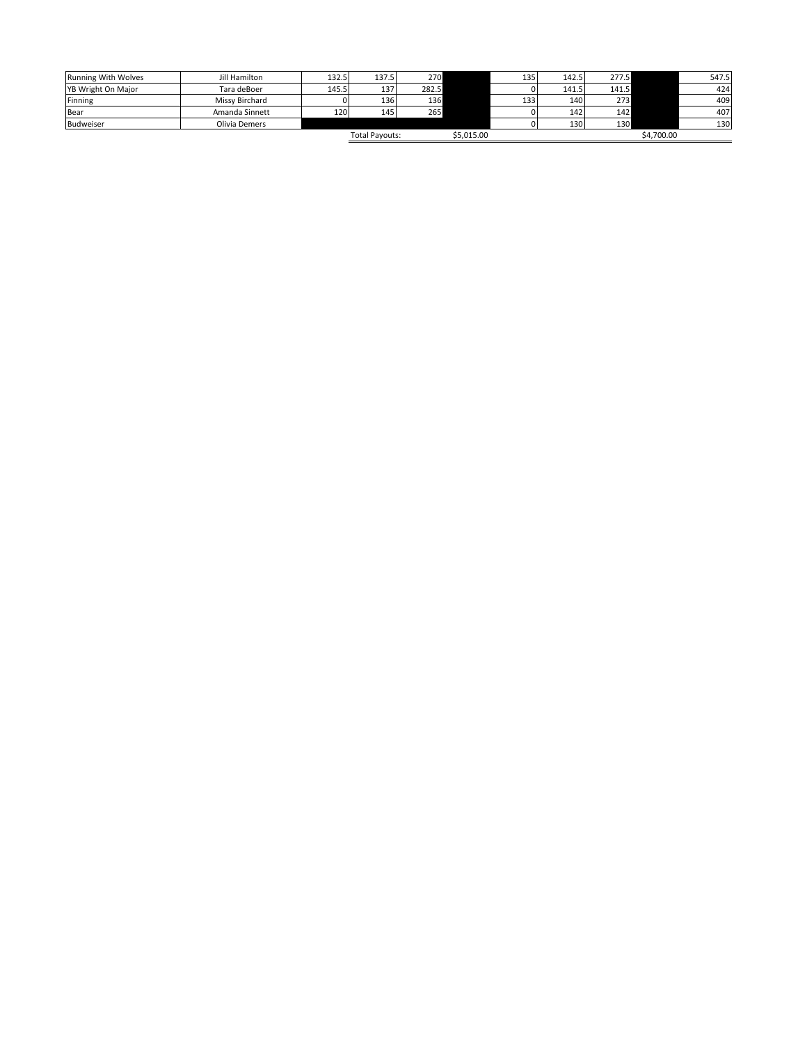| | | | | | | | | | | |
|---|---|---|---|---|---|---|---|---|---|---|
| Running With Wolves | Jill Hamilton | 132.5 | 137.5 | 270 | | 135 | 142.5 | 277.5 | | 547.5 |
| YB Wright On Major | Tara deBoer | 145.5 | 137 | 282.5 | | 0 | 141.5 | 141.5 | | 424 |
| Finning | Missy Birchard | 0 | 136 | 136 | | 133 | 140 | 273 | | 409 |
| Bear | Amanda Sinnett | 120 | 145 | 265 | | 0 | 142 | 142 | | 407 |
| Budweiser | Olivia Demers | | | | | 0 | 130 | 130 | | 130 |
| | | | Total Payouts: | | $5,015.00 | | | | $4,700.00 | |